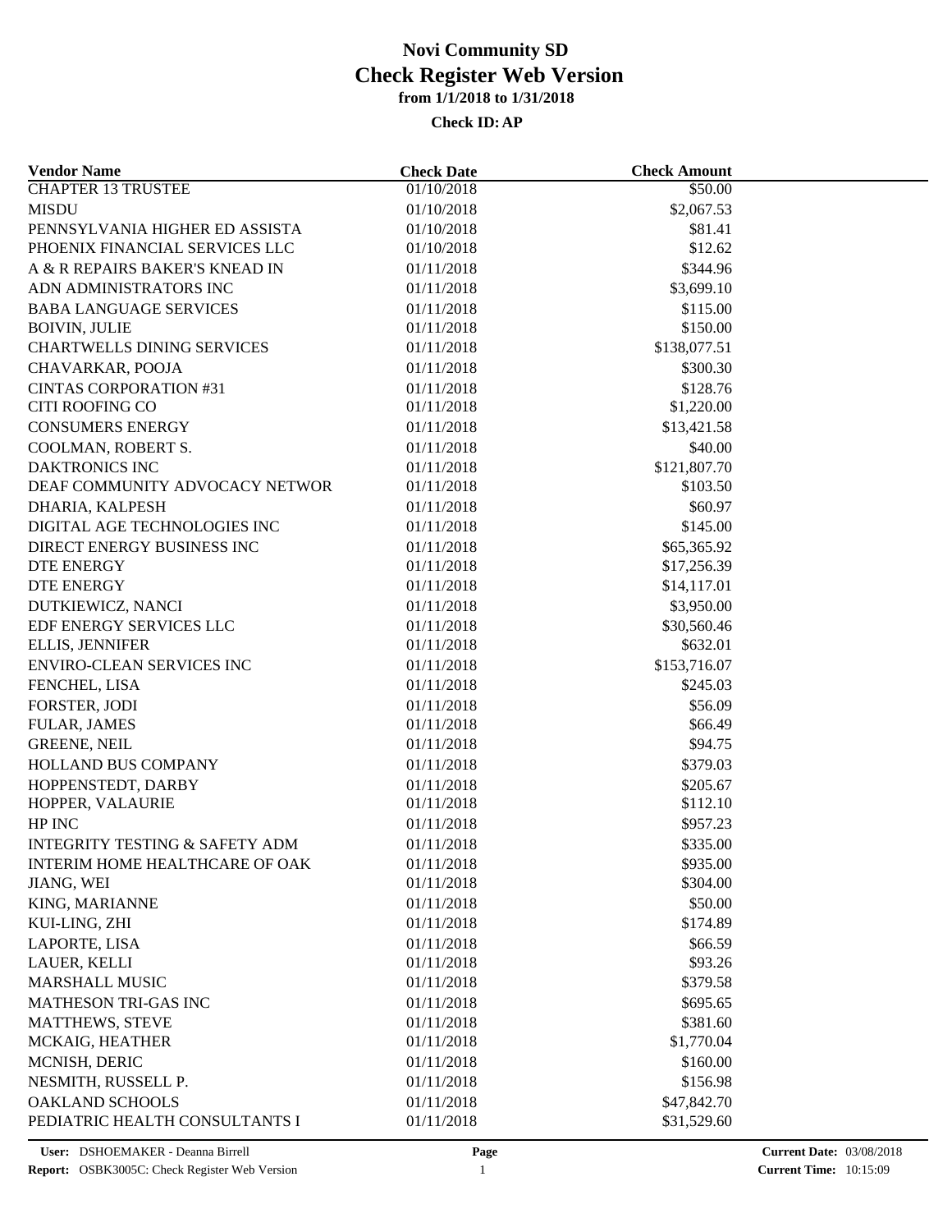# Novi Community SD
## Check Register Web Version
### from 1/1/2018 to 1/31/2018

**Check ID: AP**

| Vendor Name | Check Date | Check Amount |
|---|---|---|
| CHAPTER 13 TRUSTEE | 01/10/2018 | $50.00 |
| MISDU | 01/10/2018 | $2,067.53 |
| PENNSYLVANIA HIGHER ED ASSISTA | 01/10/2018 | $81.41 |
| PHOENIX FINANCIAL SERVICES LLC | 01/10/2018 | $12.62 |
| A & R REPAIRS BAKER'S KNEAD IN | 01/11/2018 | $344.96 |
| ADN ADMINISTRATORS INC | 01/11/2018 | $3,699.10 |
| BABA LANGUAGE SERVICES | 01/11/2018 | $115.00 |
| BOIVIN, JULIE | 01/11/2018 | $150.00 |
| CHARTWELLS DINING SERVICES | 01/11/2018 | $138,077.51 |
| CHAVARKAR, POOJA | 01/11/2018 | $300.30 |
| CINTAS CORPORATION #31 | 01/11/2018 | $128.76 |
| CITI ROOFING CO | 01/11/2018 | $1,220.00 |
| CONSUMERS ENERGY | 01/11/2018 | $13,421.58 |
| COOLMAN, ROBERT S. | 01/11/2018 | $40.00 |
| DAKTRONICS INC | 01/11/2018 | $121,807.70 |
| DEAF COMMUNITY ADVOCACY NETWOR | 01/11/2018 | $103.50 |
| DHARIA, KALPESH | 01/11/2018 | $60.97 |
| DIGITAL AGE TECHNOLOGIES INC | 01/11/2018 | $145.00 |
| DIRECT ENERGY BUSINESS INC | 01/11/2018 | $65,365.92 |
| DTE ENERGY | 01/11/2018 | $17,256.39 |
| DTE ENERGY | 01/11/2018 | $14,117.01 |
| DUTKIEWICZ, NANCI | 01/11/2018 | $3,950.00 |
| EDF ENERGY SERVICES LLC | 01/11/2018 | $30,560.46 |
| ELLIS, JENNIFER | 01/11/2018 | $632.01 |
| ENVIRO-CLEAN SERVICES INC | 01/11/2018 | $153,716.07 |
| FENCHEL, LISA | 01/11/2018 | $245.03 |
| FORSTER, JODI | 01/11/2018 | $56.09 |
| FULAR, JAMES | 01/11/2018 | $66.49 |
| GREENE, NEIL | 01/11/2018 | $94.75 |
| HOLLAND BUS COMPANY | 01/11/2018 | $379.03 |
| HOPPENSTEDT, DARBY | 01/11/2018 | $205.67 |
| HOPPER, VALAURIE | 01/11/2018 | $112.10 |
| HP INC | 01/11/2018 | $957.23 |
| INTEGRITY TESTING & SAFETY ADM | 01/11/2018 | $335.00 |
| INTERIM HOME HEALTHCARE OF OAK | 01/11/2018 | $935.00 |
| JIANG, WEI | 01/11/2018 | $304.00 |
| KING, MARIANNE | 01/11/2018 | $50.00 |
| KUI-LING, ZHI | 01/11/2018 | $174.89 |
| LAPORTE, LISA | 01/11/2018 | $66.59 |
| LAUER, KELLI | 01/11/2018 | $93.26 |
| MARSHALL MUSIC | 01/11/2018 | $379.58 |
| MATHESON TRI-GAS INC | 01/11/2018 | $695.65 |
| MATTHEWS, STEVE | 01/11/2018 | $381.60 |
| MCKAIG, HEATHER | 01/11/2018 | $1,770.04 |
| MCNISH, DERIC | 01/11/2018 | $160.00 |
| NESMITH, RUSSELL P. | 01/11/2018 | $156.98 |
| OAKLAND SCHOOLS | 01/11/2018 | $47,842.70 |
| PEDIATRIC HEALTH CONSULTANTS I | 01/11/2018 | $31,529.60 |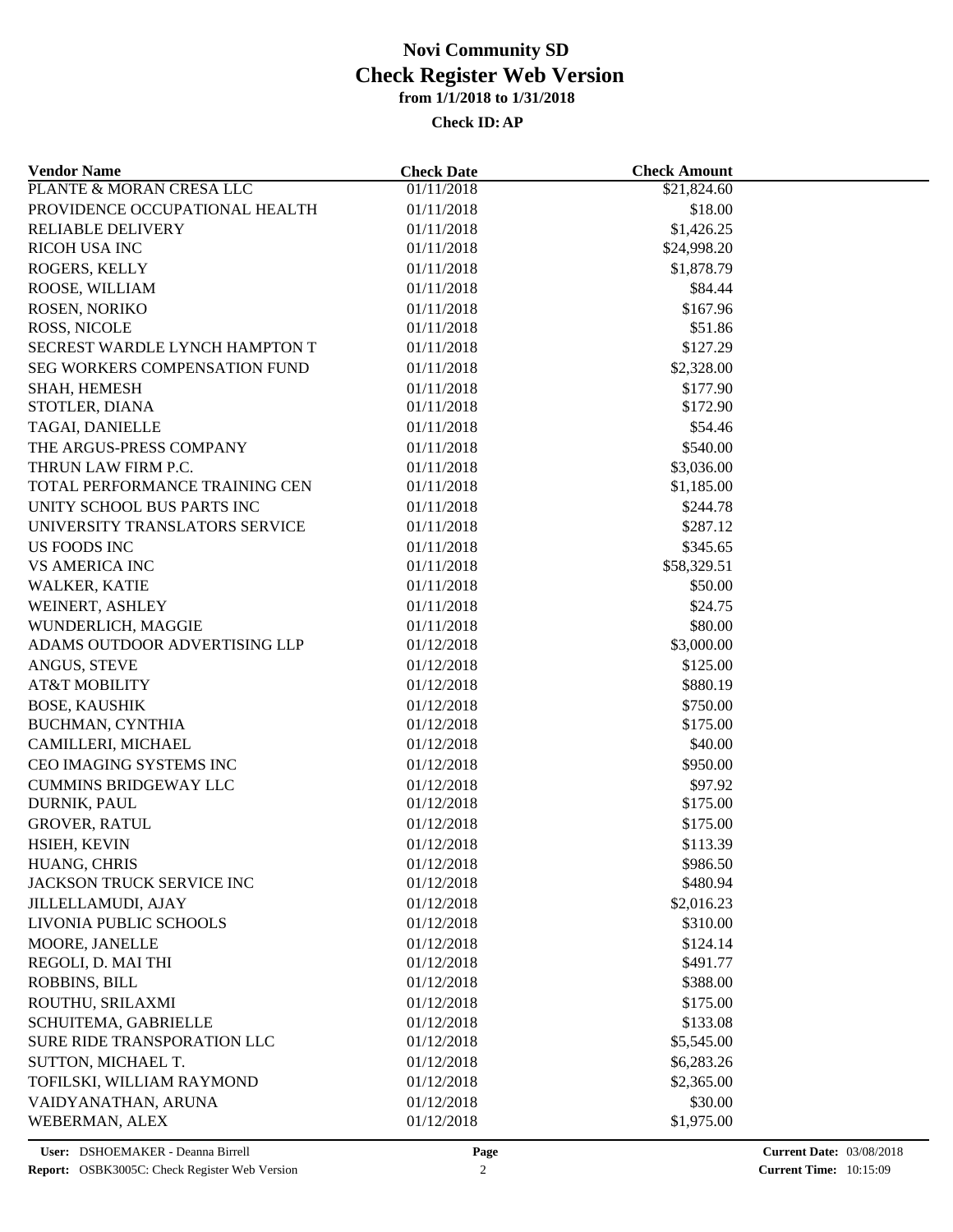# Novi Community SD
## Check Register Web Version
### from 1/1/2018 to 1/31/2018

**Check ID: AP**

| Vendor Name | Check Date | Check Amount |
|---|---|---|
| PLANTE & MORAN CRESA LLC | 01/11/2018 | $21,824.60 |
| PROVIDENCE OCCUPATIONAL HEALTH | 01/11/2018 | $18.00 |
| RELIABLE DELIVERY | 01/11/2018 | $1,426.25 |
| RICOH USA INC | 01/11/2018 | $24,998.20 |
| ROGERS, KELLY | 01/11/2018 | $1,878.79 |
| ROOSE, WILLIAM | 01/11/2018 | $84.44 |
| ROSEN, NORIKO | 01/11/2018 | $167.96 |
| ROSS, NICOLE | 01/11/2018 | $51.86 |
| SECREST WARDLE LYNCH HAMPTON T | 01/11/2018 | $127.29 |
| SEG WORKERS COMPENSATION FUND | 01/11/2018 | $2,328.00 |
| SHAH, HEMESH | 01/11/2018 | $177.90 |
| STOTLER, DIANA | 01/11/2018 | $172.90 |
| TAGAI, DANIELLE | 01/11/2018 | $54.46 |
| THE ARGUS-PRESS COMPANY | 01/11/2018 | $540.00 |
| THRUN LAW FIRM P.C. | 01/11/2018 | $3,036.00 |
| TOTAL PERFORMANCE TRAINING CEN | 01/11/2018 | $1,185.00 |
| UNITY SCHOOL BUS PARTS INC | 01/11/2018 | $244.78 |
| UNIVERSITY TRANSLATORS SERVICE | 01/11/2018 | $287.12 |
| US FOODS INC | 01/11/2018 | $345.65 |
| VS AMERICA INC | 01/11/2018 | $58,329.51 |
| WALKER, KATIE | 01/11/2018 | $50.00 |
| WEINERT, ASHLEY | 01/11/2018 | $24.75 |
| WUNDERLICH, MAGGIE | 01/11/2018 | $80.00 |
| ADAMS OUTDOOR ADVERTISING LLP | 01/12/2018 | $3,000.00 |
| ANGUS, STEVE | 01/12/2018 | $125.00 |
| AT&T MOBILITY | 01/12/2018 | $880.19 |
| BOSE, KAUSHIK | 01/12/2018 | $750.00 |
| BUCHMAN, CYNTHIA | 01/12/2018 | $175.00 |
| CAMILLERI, MICHAEL | 01/12/2018 | $40.00 |
| CEO IMAGING SYSTEMS INC | 01/12/2018 | $950.00 |
| CUMMINS BRIDGEWAY LLC | 01/12/2018 | $97.92 |
| DURNIK, PAUL | 01/12/2018 | $175.00 |
| GROVER, RATUL | 01/12/2018 | $175.00 |
| HSIEH, KEVIN | 01/12/2018 | $113.39 |
| HUANG, CHRIS | 01/12/2018 | $986.50 |
| JACKSON TRUCK SERVICE INC | 01/12/2018 | $480.94 |
| JILLELLAMUDI, AJAY | 01/12/2018 | $2,016.23 |
| LIVONIA PUBLIC SCHOOLS | 01/12/2018 | $310.00 |
| MOORE, JANELLE | 01/12/2018 | $124.14 |
| REGOLI, D. MAI THI | 01/12/2018 | $491.77 |
| ROBBINS, BILL | 01/12/2018 | $388.00 |
| ROUTHU, SRILAXMI | 01/12/2018 | $175.00 |
| SCHUITEMA, GABRIELLE | 01/12/2018 | $133.08 |
| SURE RIDE TRANSPORATION LLC | 01/12/2018 | $5,545.00 |
| SUTTON, MICHAEL T. | 01/12/2018 | $6,283.26 |
| TOFILSKI, WILLIAM RAYMOND | 01/12/2018 | $2,365.00 |
| VAIDYANATHAN, ARUNA | 01/12/2018 | $30.00 |
| WEBERMAN, ALEX | 01/12/2018 | $1,975.00 |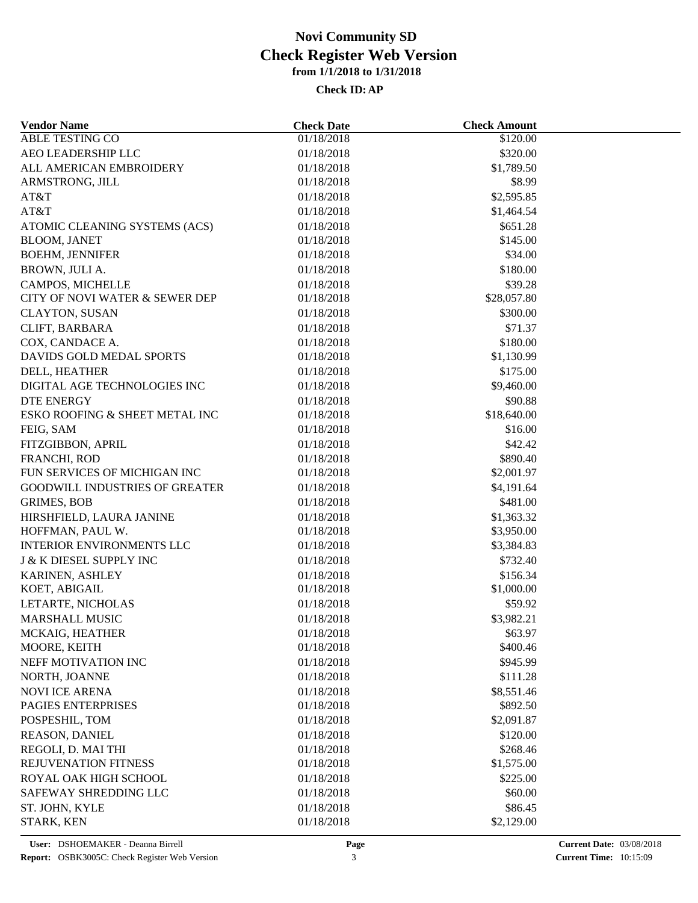# Novi Community SD
# Check Register Web Version
### from 1/1/2018 to 1/31/2018

**Check ID: AP**

| Vendor Name | Check Date | Check Amount |
|---|---|---|
| ABLE TESTING CO | 01/18/2018 | $120.00 |
| AEO LEADERSHIP LLC | 01/18/2018 | $320.00 |
| ALL AMERICAN EMBROIDERY | 01/18/2018 | $1,789.50 |
| ARMSTRONG, JILL | 01/18/2018 | $8.99 |
| AT&T | 01/18/2018 | $2,595.85 |
| AT&T | 01/18/2018 | $1,464.54 |
| ATOMIC CLEANING SYSTEMS (ACS) | 01/18/2018 | $651.28 |
| BLOOM, JANET | 01/18/2018 | $145.00 |
| BOEHM, JENNIFER | 01/18/2018 | $34.00 |
| BROWN, JULI A. | 01/18/2018 | $180.00 |
| CAMPOS, MICHELLE | 01/18/2018 | $39.28 |
| CITY OF NOVI WATER & SEWER DEP | 01/18/2018 | $28,057.80 |
| CLAYTON, SUSAN | 01/18/2018 | $300.00 |
| CLIFT, BARBARA | 01/18/2018 | $71.37 |
| COX, CANDACE A. | 01/18/2018 | $180.00 |
| DAVIDS GOLD MEDAL SPORTS | 01/18/2018 | $1,130.99 |
| DELL, HEATHER | 01/18/2018 | $175.00 |
| DIGITAL AGE TECHNOLOGIES INC | 01/18/2018 | $9,460.00 |
| DTE ENERGY | 01/18/2018 | $90.88 |
| ESKO ROOFING & SHEET METAL INC | 01/18/2018 | $18,640.00 |
| FEIG, SAM | 01/18/2018 | $16.00 |
| FITZGIBBON, APRIL | 01/18/2018 | $42.42 |
| FRANCHI, ROD | 01/18/2018 | $890.40 |
| FUN SERVICES OF MICHIGAN INC | 01/18/2018 | $2,001.97 |
| GOODWILL INDUSTRIES OF GREATER | 01/18/2018 | $4,191.64 |
| GRIMES, BOB | 01/18/2018 | $481.00 |
| HIRSHFIELD, LAURA JANINE | 01/18/2018 | $1,363.32 |
| HOFFMAN, PAUL W. | 01/18/2018 | $3,950.00 |
| INTERIOR ENVIRONMENTS LLC | 01/18/2018 | $3,384.83 |
| J & K DIESEL SUPPLY INC | 01/18/2018 | $732.40 |
| KARINEN, ASHLEY | 01/18/2018 | $156.34 |
| KOET, ABIGAIL | 01/18/2018 | $1,000.00 |
| LETARTE, NICHOLAS | 01/18/2018 | $59.92 |
| MARSHALL MUSIC | 01/18/2018 | $3,982.21 |
| MCKAIG, HEATHER | 01/18/2018 | $63.97 |
| MOORE, KEITH | 01/18/2018 | $400.46 |
| NEFF MOTIVATION INC | 01/18/2018 | $945.99 |
| NORTH, JOANNE | 01/18/2018 | $111.28 |
| NOVI ICE ARENA | 01/18/2018 | $8,551.46 |
| PAGIES ENTERPRISES | 01/18/2018 | $892.50 |
| POSPESHIL, TOM | 01/18/2018 | $2,091.87 |
| REASON, DANIEL | 01/18/2018 | $120.00 |
| REGOLI, D. MAI THI | 01/18/2018 | $268.46 |
| REJUVENATION FITNESS | 01/18/2018 | $1,575.00 |
| ROYAL OAK HIGH SCHOOL | 01/18/2018 | $225.00 |
| SAFEWAY SHREDDING LLC | 01/18/2018 | $60.00 |
| ST. JOHN, KYLE | 01/18/2018 | $86.45 |
| STARK, KEN | 01/18/2018 | $2,129.00 |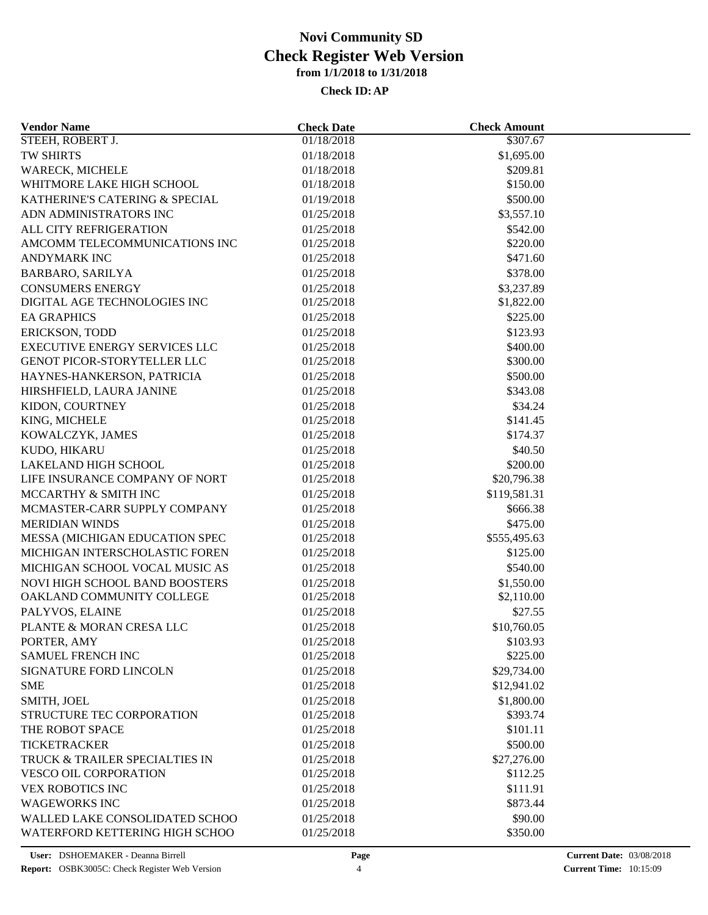# Novi Community SD
## Check Register Web Version
### from 1/1/2018 to 1/31/2018
**Check ID: AP**

| Vendor Name | Check Date | Check Amount |
|---|---|---|
| STEEH, ROBERT J. | 01/18/2018 | $307.67 |
| TW SHIRTS | 01/18/2018 | $1,695.00 |
| WARECK, MICHELE | 01/18/2018 | $209.81 |
| WHITMORE LAKE HIGH SCHOOL | 01/18/2018 | $150.00 |
| KATHERINE'S CATERING & SPECIAL | 01/19/2018 | $500.00 |
| ADN ADMINISTRATORS INC | 01/25/2018 | $3,557.10 |
| ALL CITY REFRIGERATION | 01/25/2018 | $542.00 |
| AMCOMM TELECOMMUNICATIONS INC | 01/25/2018 | $220.00 |
| ANDYMARK INC | 01/25/2018 | $471.60 |
| BARBARO, SARILYA | 01/25/2018 | $378.00 |
| CONSUMERS ENERGY | 01/25/2018 | $3,237.89 |
| DIGITAL AGE TECHNOLOGIES INC | 01/25/2018 | $1,822.00 |
| EA GRAPHICS | 01/25/2018 | $225.00 |
| ERICKSON, TODD | 01/25/2018 | $123.93 |
| EXECUTIVE ENERGY SERVICES LLC | 01/25/2018 | $400.00 |
| GENOT PICOR-STORYTELLER LLC | 01/25/2018 | $300.00 |
| HAYNES-HANKERSON, PATRICIA | 01/25/2018 | $500.00 |
| HIRSHFIELD, LAURA JANINE | 01/25/2018 | $343.08 |
| KIDON, COURTNEY | 01/25/2018 | $34.24 |
| KING, MICHELE | 01/25/2018 | $141.45 |
| KOWALCZYK, JAMES | 01/25/2018 | $174.37 |
| KUDO, HIKARU | 01/25/2018 | $40.50 |
| LAKELAND HIGH SCHOOL | 01/25/2018 | $200.00 |
| LIFE INSURANCE COMPANY OF NORT | 01/25/2018 | $20,796.38 |
| MCCARTHY & SMITH INC | 01/25/2018 | $119,581.31 |
| MCMASTER-CARR SUPPLY COMPANY | 01/25/2018 | $666.38 |
| MERIDIAN WINDS | 01/25/2018 | $475.00 |
| MESSA (MICHIGAN EDUCATION SPEC | 01/25/2018 | $555,495.63 |
| MICHIGAN INTERSCHOLASTIC FOREN | 01/25/2018 | $125.00 |
| MICHIGAN SCHOOL VOCAL MUSIC AS | 01/25/2018 | $540.00 |
| NOVI HIGH SCHOOL BAND BOOSTERS | 01/25/2018 | $1,550.00 |
| OAKLAND COMMUNITY COLLEGE | 01/25/2018 | $2,110.00 |
| PALYVOS, ELAINE | 01/25/2018 | $27.55 |
| PLANTE & MORAN CRESA LLC | 01/25/2018 | $10,760.05 |
| PORTER, AMY | 01/25/2018 | $103.93 |
| SAMUEL FRENCH INC | 01/25/2018 | $225.00 |
| SIGNATURE FORD LINCOLN | 01/25/2018 | $29,734.00 |
| SME | 01/25/2018 | $12,941.02 |
| SMITH, JOEL | 01/25/2018 | $1,800.00 |
| STRUCTURE TEC CORPORATION | 01/25/2018 | $393.74 |
| THE ROBOT SPACE | 01/25/2018 | $101.11 |
| TICKETRACKER | 01/25/2018 | $500.00 |
| TRUCK & TRAILER SPECIALTIES IN | 01/25/2018 | $27,276.00 |
| VESCO OIL CORPORATION | 01/25/2018 | $112.25 |
| VEX ROBOTICS INC | 01/25/2018 | $111.91 |
| WAGEWORKS INC | 01/25/2018 | $873.44 |
| WALLED LAKE CONSOLIDATED SCHOO | 01/25/2018 | $90.00 |
| WATERFORD KETTERING HIGH SCHOO | 01/25/2018 | $350.00 |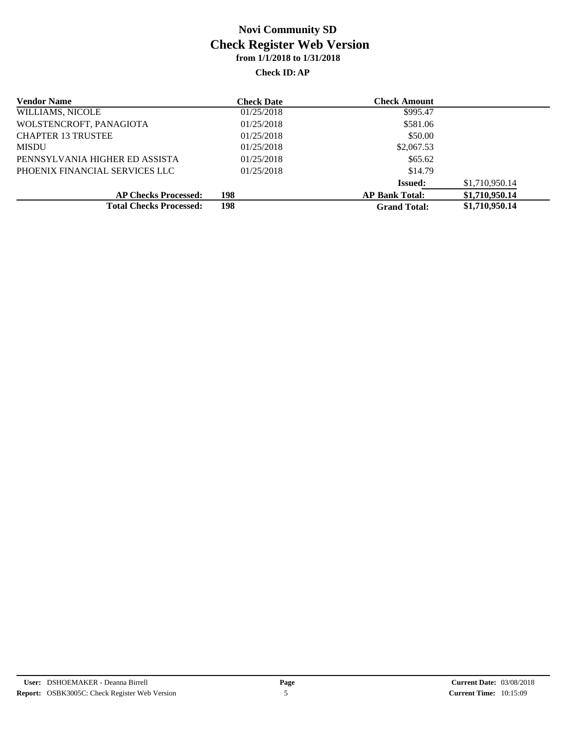# Novi Community SD
## Check Register Web Version
### from 1/1/2018 to 1/31/2018

**Check ID: AP**

| Vendor Name | Check Date | Check Amount | |
|---|---|---|---|
| WILLIAMS, NICOLE | 01/25/2018 | $995.47 | |
| WOLSTENCROFT, PANAGIOTA | 01/25/2018 | $581.06 | |
| CHAPTER 13 TRUSTEE | 01/25/2018 | $50.00 | |
| MISDU | 01/25/2018 | $2,067.53 | |
| PENNSYLVANIA HIGHER ED ASSISTA | 01/25/2018 | $65.62 | |
| PHOENIX FINANCIAL SERVICES LLC | 01/25/2018 | $14.79 | |
| | | **Issued:** | $1,710,950.14 |
| **AP Checks Processed:** | **198** | **AP Bank Total:** | **$1,710,950.14** |
| **Total Checks Processed:** | **198** | **Grand Total:** | **$1,710,950.14** |

**User:** DSHOEMAKER - Deanna Birrell
**Report:** OSBK3005C: Check Register Web Version
**Current Date:** 03/08/2018
**Current Time:** 10:15:09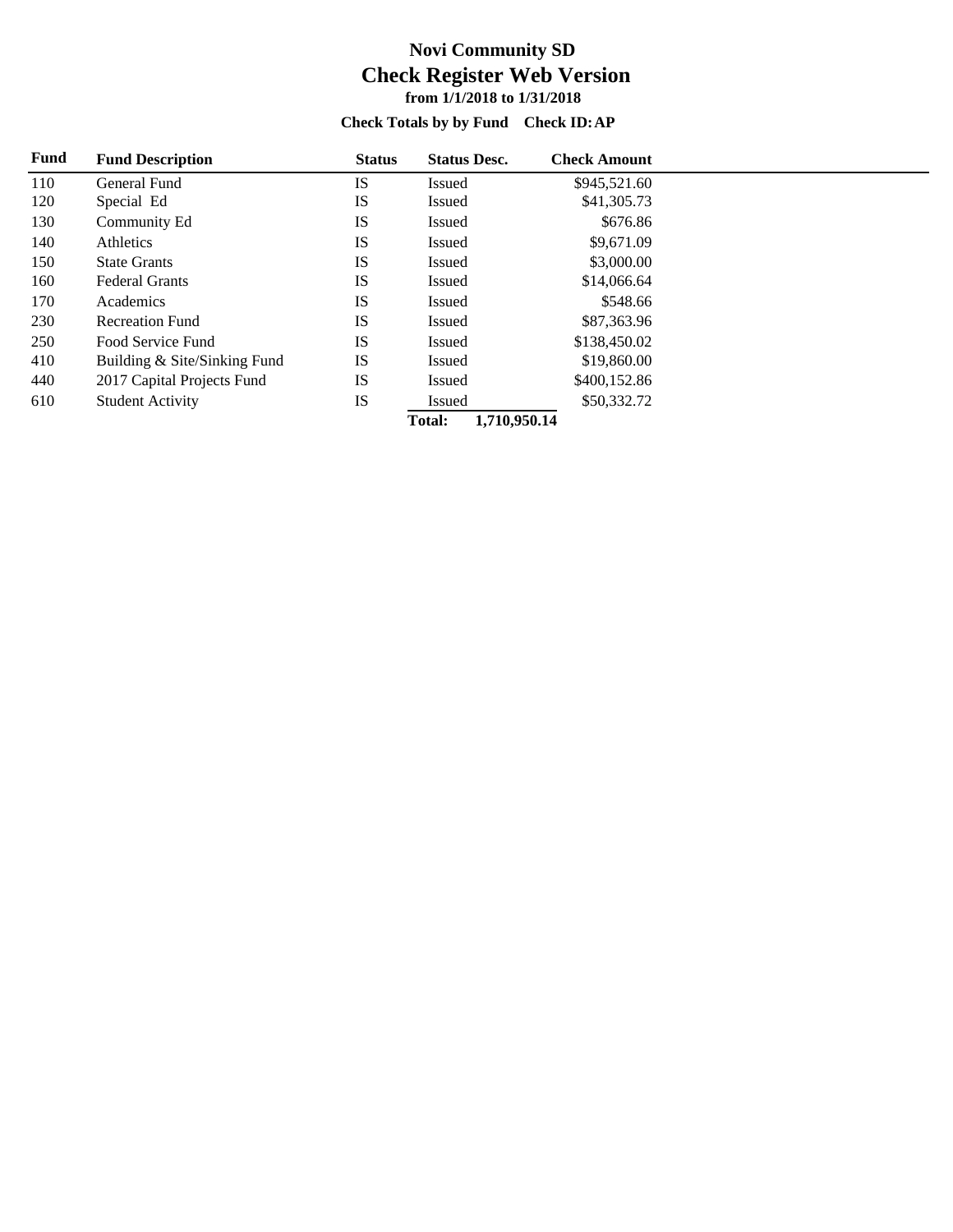# Novi Community SD

## Check Register Web Version

**from 1/1/2018 to 1/31/2018**

**Check Totals by by Fund Check ID: AP**

| Fund | Fund Description | Status | Status Desc. | Check Amount |
|---|---|---|---|---|
| 110 | General Fund | IS | Issued | $945,521.60 |
| 120 | Special Ed | IS | Issued | $41,305.73 |
| 130 | Community Ed | IS | Issued | $676.86 |
| 140 | Athletics | IS | Issued | $9,671.09 |
| 150 | State Grants | IS | Issued | $3,000.00 |
| 160 | Federal Grants | IS | Issued | $14,066.64 |
| 170 | Academics | IS | Issued | $548.66 |
| 230 | Recreation Fund | IS | Issued | $87,363.96 |
| 250 | Food Service Fund | IS | Issued | $138,450.02 |
| 410 | Building & Site/Sinking Fund | IS | Issued | $19,860.00 |
| 440 | 2017 Capital Projects Fund | IS | Issued | $400,152.86 |
| 610 | Student Activity | IS | Issued | $50,332.72 |
| | | | **Total:** | **1,710,950.14** |